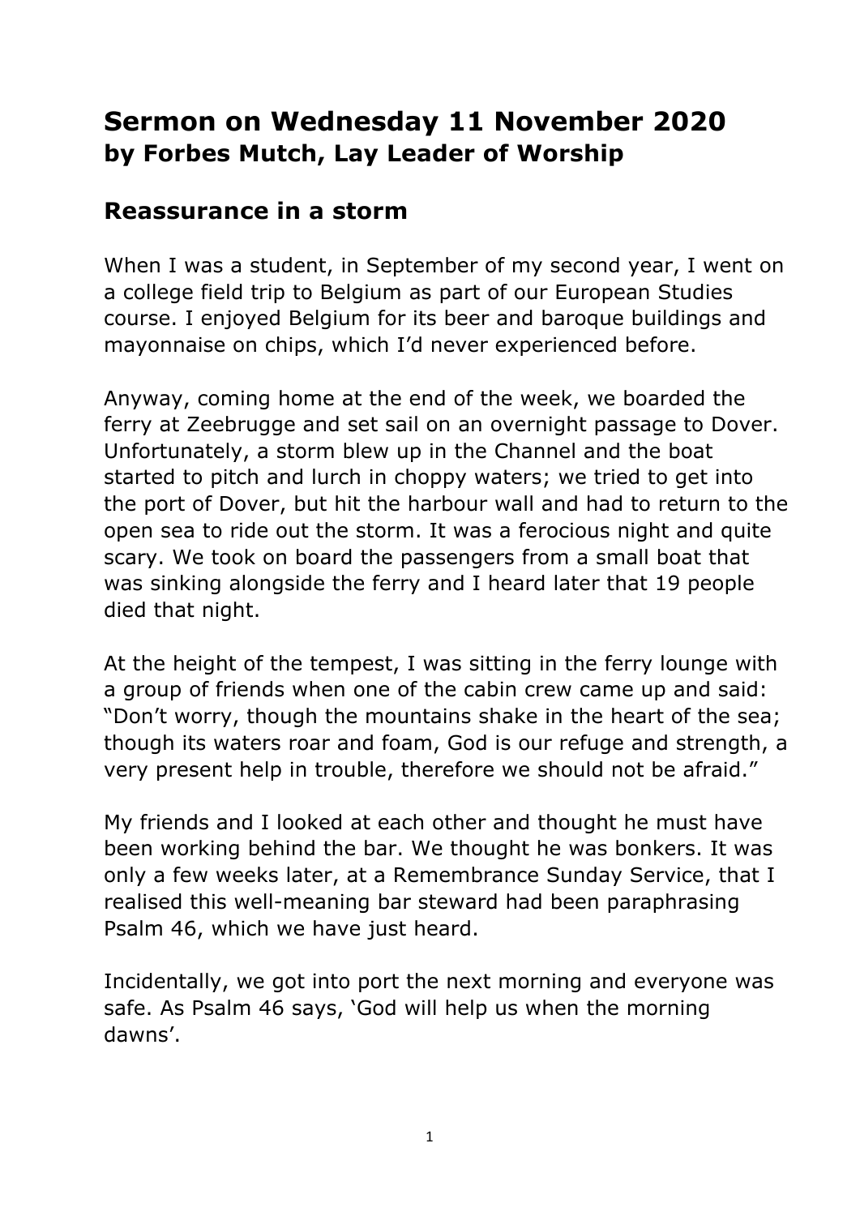# Sermon on Wednesday 11 November 2020
## by Forbes Mutch, Lay Leader of Worship

## Reassurance in a storm

When I was a student, in September of my second year, I went on a college field trip to Belgium as part of our European Studies course. I enjoyed Belgium for its beer and baroque buildings and mayonnaise on chips, which I'd never experienced before.

Anyway, coming home at the end of the week, we boarded the ferry at Zeebrugge and set sail on an overnight passage to Dover. Unfortunately, a storm blew up in the Channel and the boat started to pitch and lurch in choppy waters; we tried to get into the port of Dover, but hit the harbour wall and had to return to the open sea to ride out the storm. It was a ferocious night and quite scary. We took on board the passengers from a small boat that was sinking alongside the ferry and I heard later that 19 people died that night.

At the height of the tempest, I was sitting in the ferry lounge with a group of friends when one of the cabin crew came up and said: "Don't worry, though the mountains shake in the heart of the sea; though its waters roar and foam, God is our refuge and strength, a very present help in trouble, therefore we should not be afraid."

My friends and I looked at each other and thought he must have been working behind the bar. We thought he was bonkers. It was only a few weeks later, at a Remembrance Sunday Service, that I realised this well-meaning bar steward had been paraphrasing Psalm 46, which we have just heard.

Incidentally, we got into port the next morning and everyone was safe. As Psalm 46 says, 'God will help us when the morning dawns'.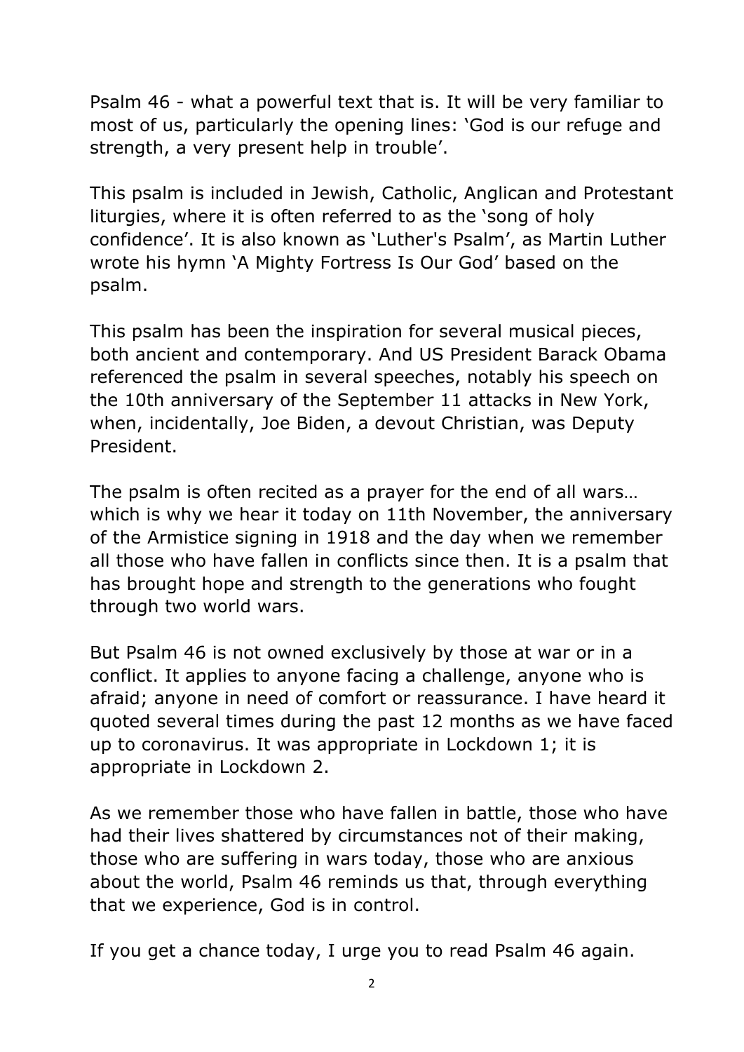Psalm 46 - what a powerful text that is. It will be very familiar to most of us, particularly the opening lines: 'God is our refuge and strength, a very present help in trouble'.

This psalm is included in Jewish, Catholic, Anglican and Protestant liturgies, where it is often referred to as the 'song of holy confidence'. It is also known as 'Luther's Psalm', as Martin Luther wrote his hymn 'A Mighty Fortress Is Our God' based on the psalm.

This psalm has been the inspiration for several musical pieces, both ancient and contemporary. And US President Barack Obama referenced the psalm in several speeches, notably his speech on the 10th anniversary of the September 11 attacks in New York, when, incidentally, Joe Biden, a devout Christian, was Deputy President.

The psalm is often recited as a prayer for the end of all wars… which is why we hear it today on 11th November, the anniversary of the Armistice signing in 1918 and the day when we remember all those who have fallen in conflicts since then. It is a psalm that has brought hope and strength to the generations who fought through two world wars.

But Psalm 46 is not owned exclusively by those at war or in a conflict. It applies to anyone facing a challenge, anyone who is afraid; anyone in need of comfort or reassurance. I have heard it quoted several times during the past 12 months as we have faced up to coronavirus. It was appropriate in Lockdown 1; it is appropriate in Lockdown 2.

As we remember those who have fallen in battle, those who have had their lives shattered by circumstances not of their making, those who are suffering in wars today, those who are anxious about the world, Psalm 46 reminds us that, through everything that we experience, God is in control.

If you get a chance today, I urge you to read Psalm 46 again.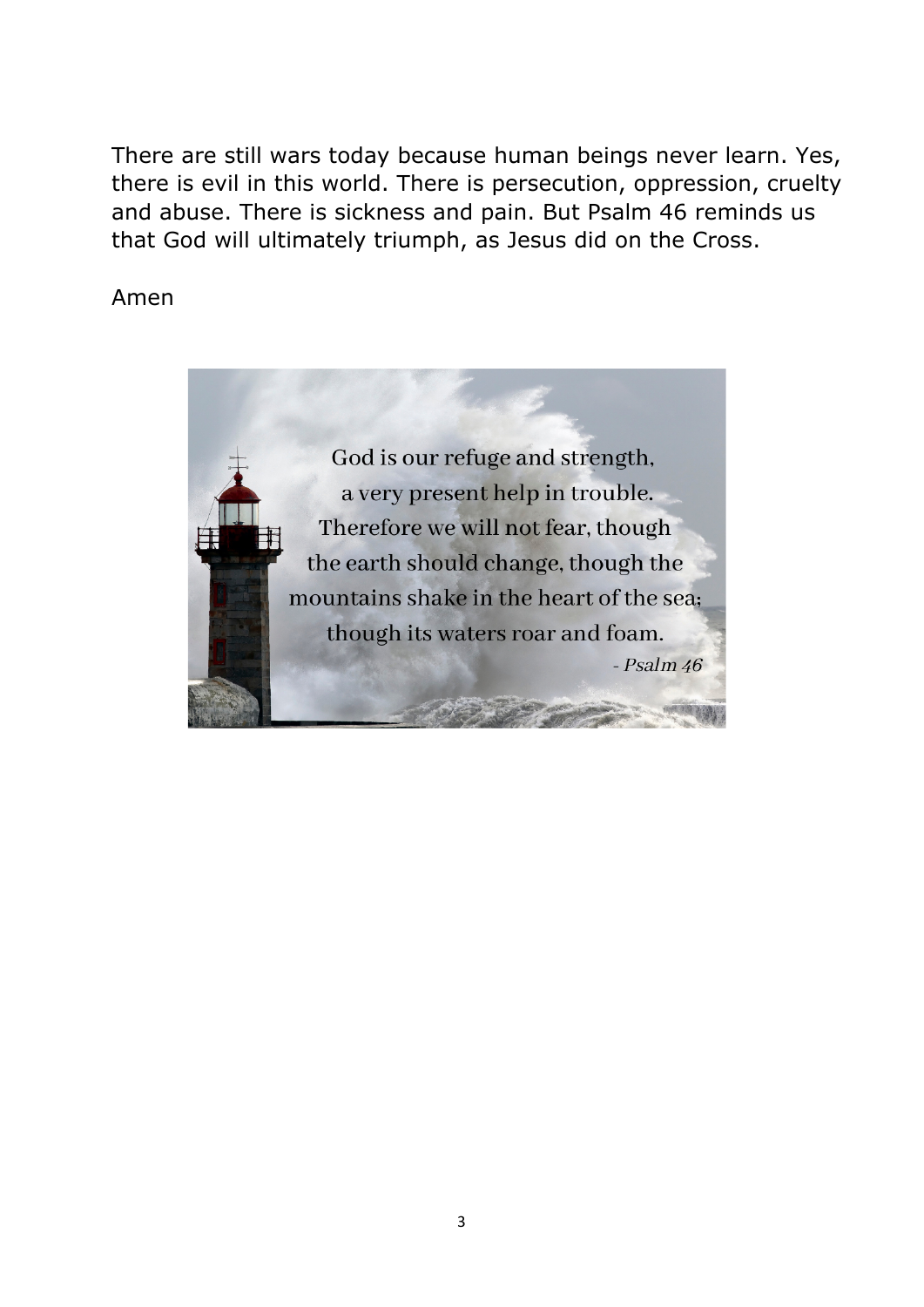There are still wars today because human beings never learn. Yes, there is evil in this world. There is persecution, oppression, cruelty and abuse. There is sickness and pain. But Psalm 46 reminds us that God will ultimately triumph, as Jesus did on the Cross.

Amen

God is our refuge and strength,
a very present help in trouble.
Therefore we will not fear, though
the earth should change, though the
mountains shake in the heart of the sea;
though its waters roar and foam.

*- Psalm 46*